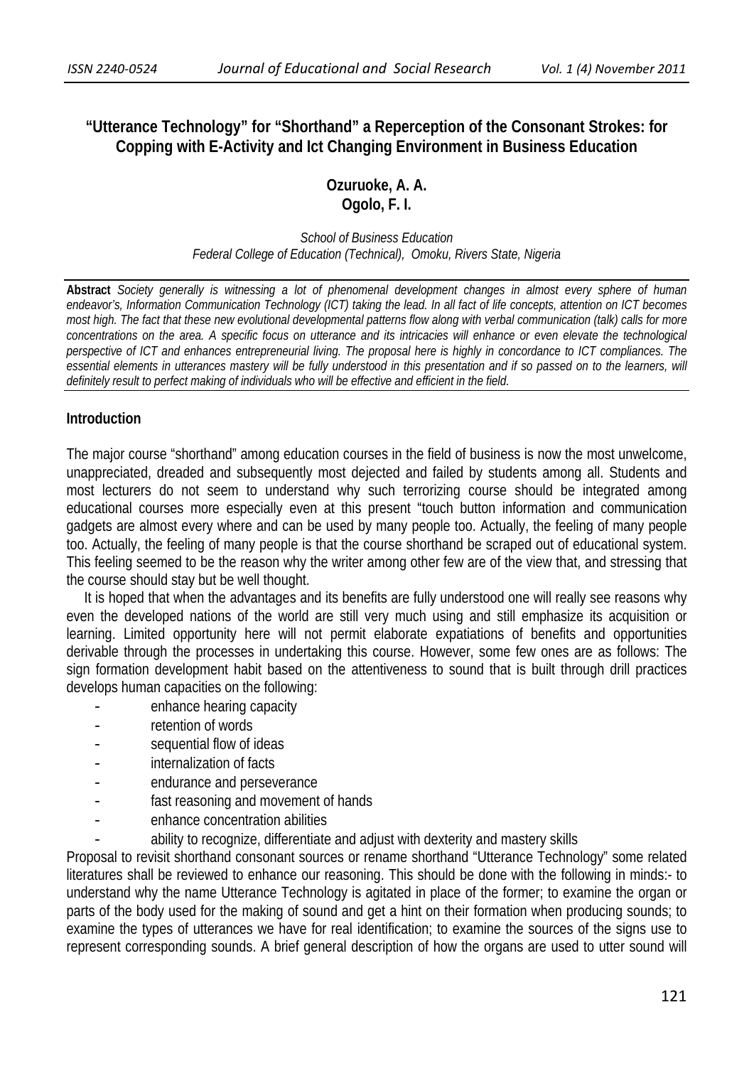# "Utterance Technology" for "Shorthand" a Reperception of the Consonant Strokes: for Copping with E-Activity and Ict Changing Environment in Business Education

**Ozuruoke, A. A.**
**Ogolo, F. I.**

*School of Business Education*
*Federal College of Education (Technical), Omoku, Rivers State, Nigeria*

**Abstract** *Society generally is witnessing a lot of phenomenal development changes in almost every sphere of human endeavor's, Information Communication Technology (ICT) taking the lead. In all fact of life concepts, attention on ICT becomes most high. The fact that these new evolutional developmental patterns flow along with verbal communication (talk) calls for more concentrations on the area. A specific focus on utterance and its intricacies will enhance or even elevate the technological perspective of ICT and enhances entrepreneurial living. The proposal here is highly in concordance to ICT compliances. The essential elements in utterances mastery will be fully understood in this presentation and if so passed on to the learners, will definitely result to perfect making of individuals who will be effective and efficient in the field.*

## Introduction

The major course "shorthand" among education courses in the field of business is now the most unwelcome, unappreciated, dreaded and subsequently most dejected and failed by students among all. Students and most lecturers do not seem to understand why such terrorizing course should be integrated among educational courses more especially even at this present "touch button information and communication gadgets are almost every where and can be used by many people too. Actually, the feeling of many people too. Actually, the feeling of many people is that the course shorthand be scraped out of educational system. This feeling seemed to be the reason why the writer among other few are of the view that, and stressing that the course should stay but be well thought.

It is hoped that when the advantages and its benefits are fully understood one will really see reasons why even the developed nations of the world are still very much using and still emphasize its acquisition or learning. Limited opportunity here will not permit elaborate expatiations of benefits and opportunities derivable through the processes in undertaking this course. However, some few ones are as follows: The sign formation development habit based on the attentiveness to sound that is built through drill practices develops human capacities on the following:

- enhance hearing capacity
- retention of words
- sequential flow of ideas
- internalization of facts
- endurance and perseverance
- fast reasoning and movement of hands
- enhance concentration abilities
- ability to recognize, differentiate and adjust with dexterity and mastery skills

Proposal to revisit shorthand consonant sources or rename shorthand "Utterance Technology" some related literatures shall be reviewed to enhance our reasoning. This should be done with the following in minds:- to understand why the name Utterance Technology is agitated in place of the former; to examine the organ or parts of the body used for the making of sound and get a hint on their formation when producing sounds; to examine the types of utterances we have for real identification; to examine the sources of the signs use to represent corresponding sounds. A brief general description of how the organs are used to utter sound will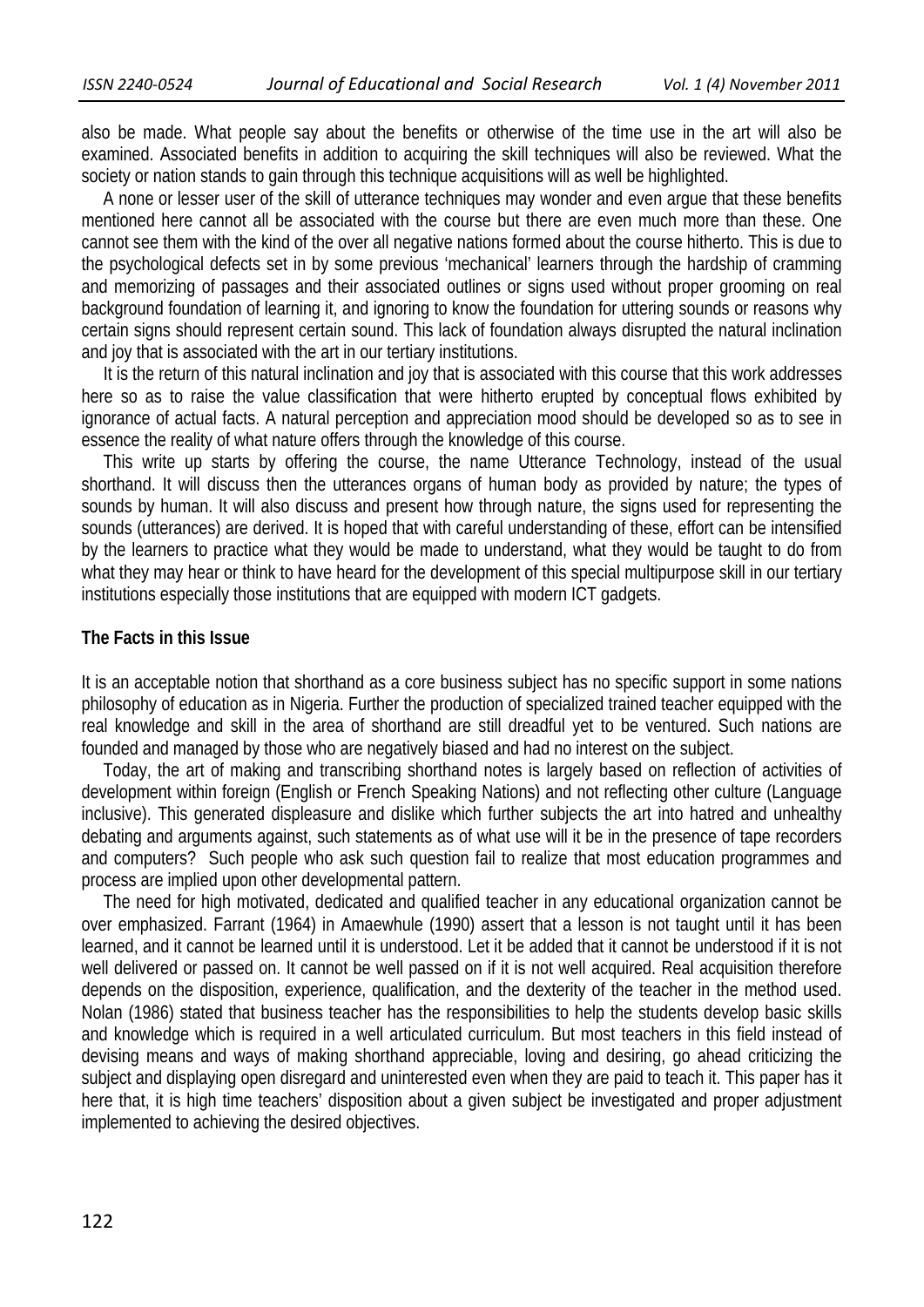also be made. What people say about the benefits or otherwise of the time use in the art will also be examined. Associated benefits in addition to acquiring the skill techniques will also be reviewed. What the society or nation stands to gain through this technique acquisitions will as well be highlighted.

A none or lesser user of the skill of utterance techniques may wonder and even argue that these benefits mentioned here cannot all be associated with the course but there are even much more than these. One cannot see them with the kind of the over all negative nations formed about the course hitherto. This is due to the psychological defects set in by some previous 'mechanical' learners through the hardship of cramming and memorizing of passages and their associated outlines or signs used without proper grooming on real background foundation of learning it, and ignoring to know the foundation for uttering sounds or reasons why certain signs should represent certain sound. This lack of foundation always disrupted the natural inclination and joy that is associated with the art in our tertiary institutions.

It is the return of this natural inclination and joy that is associated with this course that this work addresses here so as to raise the value classification that were hitherto erupted by conceptual flows exhibited by ignorance of actual facts. A natural perception and appreciation mood should be developed so as to see in essence the reality of what nature offers through the knowledge of this course.

This write up starts by offering the course, the name Utterance Technology, instead of the usual shorthand. It will discuss then the utterances organs of human body as provided by nature; the types of sounds by human. It will also discuss and present how through nature, the signs used for representing the sounds (utterances) are derived. It is hoped that with careful understanding of these, effort can be intensified by the learners to practice what they would be made to understand, what they would be taught to do from what they may hear or think to have heard for the development of this special multipurpose skill in our tertiary institutions especially those institutions that are equipped with modern ICT gadgets.

**The Facts in this Issue**

It is an acceptable notion that shorthand as a core business subject has no specific support in some nations philosophy of education as in Nigeria. Further the production of specialized trained teacher equipped with the real knowledge and skill in the area of shorthand are still dreadful yet to be ventured. Such nations are founded and managed by those who are negatively biased and had no interest on the subject.

Today, the art of making and transcribing shorthand notes is largely based on reflection of activities of development within foreign (English or French Speaking Nations) and not reflecting other culture (Language inclusive). This generated displeasure and dislike which further subjects the art into hatred and unhealthy debating and arguments against, such statements as of what use will it be in the presence of tape recorders and computers? Such people who ask such question fail to realize that most education programmes and process are implied upon other developmental pattern.

The need for high motivated, dedicated and qualified teacher in any educational organization cannot be over emphasized. Farrant (1964) in Amaewhule (1990) assert that a lesson is not taught until it has been learned, and it cannot be learned until it is understood. Let it be added that it cannot be understood if it is not well delivered or passed on. It cannot be well passed on if it is not well acquired. Real acquisition therefore depends on the disposition, experience, qualification, and the dexterity of the teacher in the method used. Nolan (1986) stated that business teacher has the responsibilities to help the students develop basic skills and knowledge which is required in a well articulated curriculum. But most teachers in this field instead of devising means and ways of making shorthand appreciable, loving and desiring, go ahead criticizing the subject and displaying open disregard and uninterested even when they are paid to teach it. This paper has it here that, it is high time teachers' disposition about a given subject be investigated and proper adjustment implemented to achieving the desired objectives.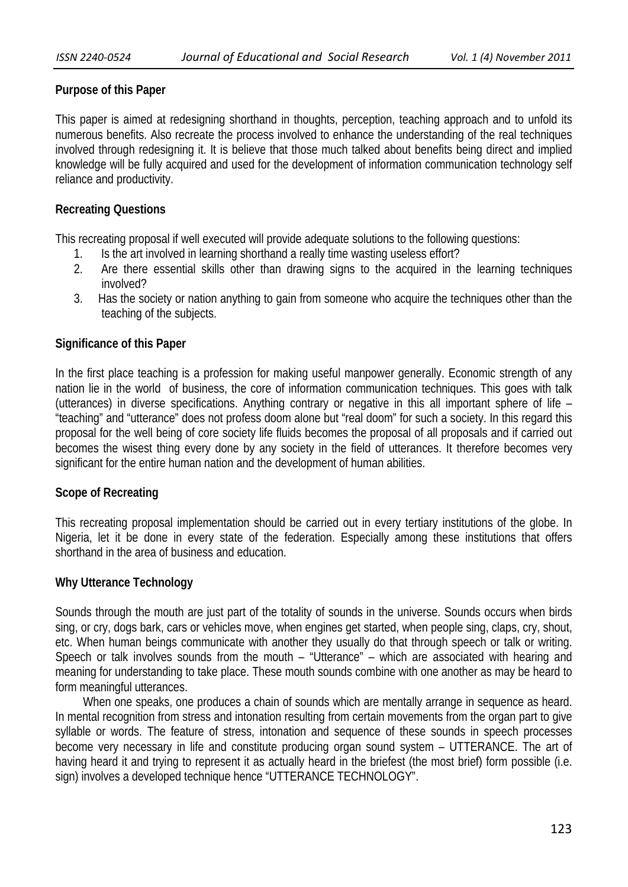**Purpose of this Paper**

This paper is aimed at redesigning shorthand in thoughts, perception, teaching approach and to unfold its numerous benefits. Also recreate the process involved to enhance the understanding of the real techniques involved through redesigning it. It is believe that those much talked about benefits being direct and implied knowledge will be fully acquired and used for the development of information communication technology self reliance and productivity.

**Recreating Questions**

This recreating proposal if well executed will provide adequate solutions to the following questions:

1. Is the art involved in learning shorthand a really time wasting useless effort?
2. Are there essential skills other than drawing signs to the acquired in the learning techniques involved?
3. Has the society or nation anything to gain from someone who acquire the techniques other than the teaching of the subjects.

**Significance of this Paper**

In the first place teaching is a profession for making useful manpower generally. Economic strength of any nation lie in the world of business, the core of information communication techniques. This goes with talk (utterances) in diverse specifications. Anything contrary or negative in this all important sphere of life – "teaching" and "utterance" does not profess doom alone but "real doom" for such a society. In this regard this proposal for the well being of core society life fluids becomes the proposal of all proposals and if carried out becomes the wisest thing every done by any society in the field of utterances. It therefore becomes very significant for the entire human nation and the development of human abilities.

**Scope of Recreating**

This recreating proposal implementation should be carried out in every tertiary institutions of the globe. In Nigeria, let it be done in every state of the federation. Especially among these institutions that offers shorthand in the area of business and education.

**Why Utterance Technology**

Sounds through the mouth are just part of the totality of sounds in the universe. Sounds occurs when birds sing, or cry, dogs bark, cars or vehicles move, when engines get started, when people sing, claps, cry, shout, etc. When human beings communicate with another they usually do that through speech or talk or writing. Speech or talk involves sounds from the mouth – "Utterance" – which are associated with hearing and meaning for understanding to take place. These mouth sounds combine with one another as may be heard to form meaningful utterances.

When one speaks, one produces a chain of sounds which are mentally arrange in sequence as heard. In mental recognition from stress and intonation resulting from certain movements from the organ part to give syllable or words. The feature of stress, intonation and sequence of these sounds in speech processes become very necessary in life and constitute producing organ sound system – UTTERANCE. The art of having heard it and trying to represent it as actually heard in the briefest (the most brief) form possible (i.e. sign) involves a developed technique hence "UTTERANCE TECHNOLOGY".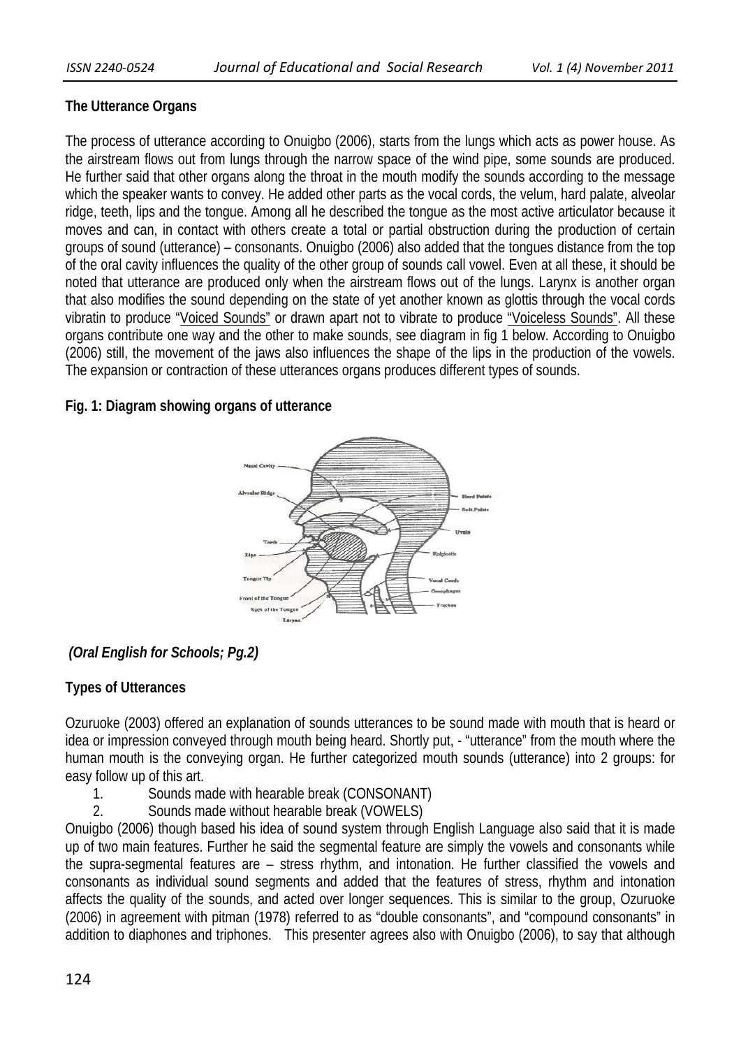**The Utterance Organs**

The process of utterance according to Onuigbo (2006), starts from the lungs which acts as power house. As the airstream flows out from lungs through the narrow space of the wind pipe, some sounds are produced. He further said that other organs along the throat in the mouth modify the sounds according to the message which the speaker wants to convey. He added other parts as the vocal cords, the velum, hard palate, alveolar ridge, teeth, lips and the tongue. Among all he described the tongue as the most active articulator because it moves and can, in contact with others create a total or partial obstruction during the production of certain groups of sound (utterance) – consonants. Onuigbo (2006) also added that the tongues distance from the top of the oral cavity influences the quality of the other group of sounds call vowel. Even at all these, it should be noted that utterance are produced only when the airstream flows out of the lungs. Larynx is another organ that also modifies the sound depending on the state of yet another known as glottis through the vocal cords vibratin to produce "Voiced Sounds" or drawn apart not to vibrate to produce "Voiceless Sounds". All these organs contribute one way and the other to make sounds, see diagram in fig 1 below. According to Onuigbo (2006) still, the movement of the jaws also influences the shape of the lips in the production of the vowels. The expansion or contraction of these utterances organs produces different types of sounds.

**Fig. 1: Diagram showing organs of utterance**

***(Oral English for Schools; Pg.2)***

**Types of Utterances**

Ozuruoke (2003) offered an explanation of sounds utterances to be sound made with mouth that is heard or idea or impression conveyed through mouth being heard. Shortly put, - "utterance" from the mouth where the human mouth is the conveying organ. He further categorized mouth sounds (utterance) into 2 groups: for easy follow up of this art.

1. Sounds made with hearable break (CONSONANT)
2. Sounds made without hearable break (VOWELS)

Onuigbo (2006) though based his idea of sound system through English Language also said that it is made up of two main features. Further he said the segmental feature are simply the vowels and consonants while the supra-segmental features are – stress rhythm, and intonation. He further classified the vowels and consonants as individual sound segments and added that the features of stress, rhythm and intonation affects the quality of the sounds, and acted over longer sequences. This is similar to the group, Ozuruoke (2006) in agreement with pitman (1978) referred to as "double consonants", and "compound consonants" in addition to diaphones and triphones. This presenter agrees also with Onuigbo (2006), to say that although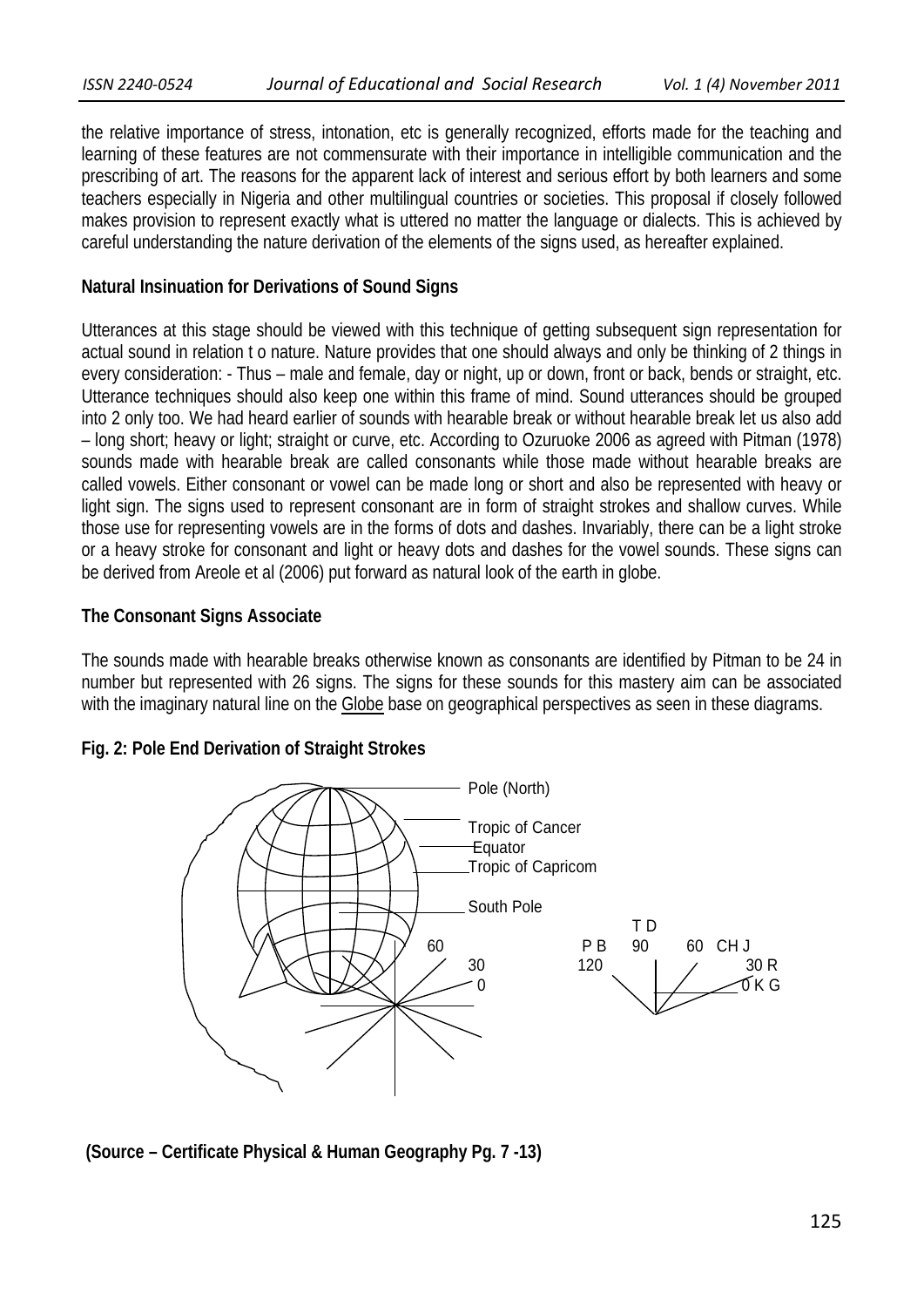the relative importance of stress, intonation, etc is generally recognized, efforts made for the teaching and learning of these features are not commensurate with their importance in intelligible communication and the prescribing of art. The reasons for the apparent lack of interest and serious effort by both learners and some teachers especially in Nigeria and other multilingual countries or societies. This proposal if closely followed makes provision to represent exactly what is uttered no matter the language or dialects. This is achieved by careful understanding the nature derivation of the elements of the signs used, as hereafter explained.

## Natural Insinuation for Derivations of Sound Signs

Utterances at this stage should be viewed with this technique of getting subsequent sign representation for actual sound in relation t o nature. Nature provides that one should always and only be thinking of 2 things in every consideration: - Thus – male and female, day or night, up or down, front or back, bends or straight, etc. Utterance techniques should also keep one within this frame of mind. Sound utterances should be grouped into 2 only too. We had heard earlier of sounds with hearable break or without hearable break let us also add – long short; heavy or light; straight or curve, etc. According to Ozuruoke 2006 as agreed with Pitman (1978) sounds made with hearable break are called consonants while those made without hearable breaks are called vowels. Either consonant or vowel can be made long or short and also be represented with heavy or light sign. The signs used to represent consonant are in form of straight strokes and shallow curves. While those use for representing vowels are in the forms of dots and dashes. Invariably, there can be a light stroke or a heavy stroke for consonant and light or heavy dots and dashes for the vowel sounds. These signs can be derived from Areole et al (2006) put forward as natural look of the earth in globe.

## The Consonant Signs Associate

The sounds made with hearable breaks otherwise known as consonants are identified by Pitman to be 24 in number but represented with 26 signs. The signs for these sounds for this mastery aim can be associated with the imaginary natural line on the Globe base on geographical perspectives as seen in these diagrams.

**Fig. 2: Pole End Derivation of Straight Strokes**

Pole (North)
Tropic of Cancer
Equator
Tropic of Capricom
South Pole
60
30
0
T D
P B 90 60 CH J
120 30 R
0 K G

**(Source – Certificate Physical & Human Geography Pg. 7 -13)**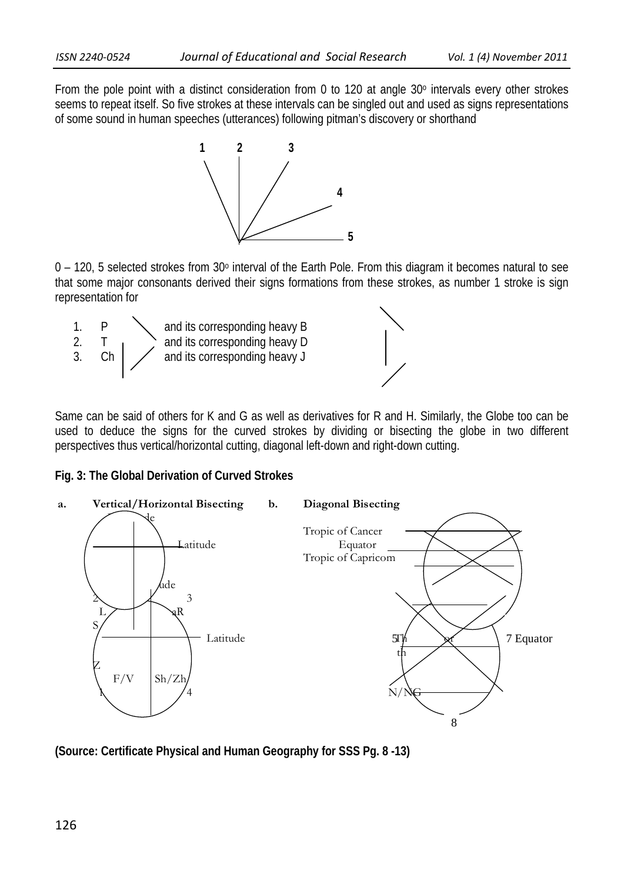From the pole point with a distinct consideration from 0 to 120 at angle 30° intervals every other strokes seems to repeat itself. So five strokes at these intervals can be singled out and used as signs representations of some sound in human speeches (utterances) following pitman's discovery or shorthand

1 2 3

4

5

0 – 120, 5 selected strokes from 30° interval of the Earth Pole. From this diagram it becomes natural to see that some major consonants derived their signs formations from these strokes, as number 1 stroke is sign representation for

1. P and its corresponding heavy B
2. T and its corresponding heavy D
3. Ch and its corresponding heavy J

Same can be said of others for K and G as well as derivatives for R and H. Similarly, the Globe too can be used to deduce the signs for the curved strokes by dividing or bisecting the globe in two different perspectives thus vertical/horizontal cutting, diagonal left-down and right-down cutting.

**Fig. 3: The Global Derivation of Curved Strokes**

**a. Vertical/Horizontal Bisecting**

Latitude

2

3

L

R

S

Latitude

Z

F/V

Sh/Zh

1

4

**b. Diagonal Bisecting**

Tropic of Cancer

Equator

Tropic of Capricom

5

Th

th

7 Equator

N/NG

8

**(Source: Certificate Physical and Human Geography for SSS Pg. 8 -13)**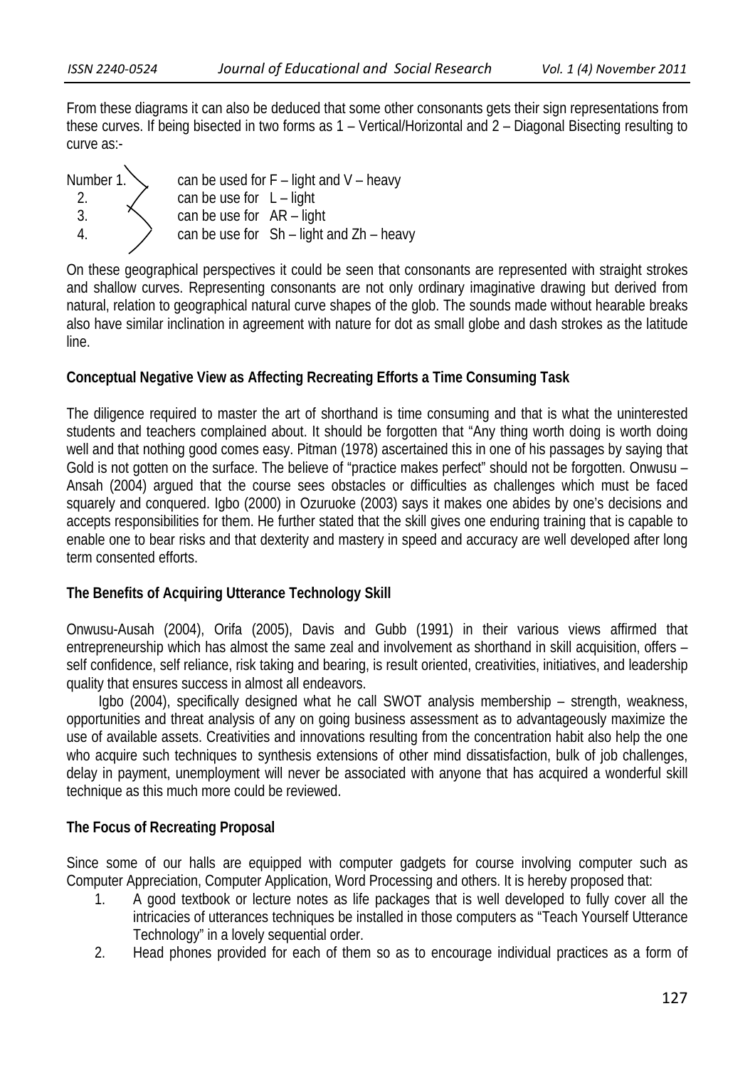From these diagrams it can also be deduced that some other consonants gets their sign representations from these curves. If being bisected in two forms as 1 – Vertical/Horizontal and 2 – Diagonal Bisecting resulting to curve as:-

Number 1. can be used for F – light and V – heavy
2. can be use for L – light
3. can be use for AR – light
4. can be use for Sh – light and Zh – heavy

On these geographical perspectives it could be seen that consonants are represented with straight strokes and shallow curves. Representing consonants are not only ordinary imaginative drawing but derived from natural, relation to geographical natural curve shapes of the glob. The sounds made without hearable breaks also have similar inclination in agreement with nature for dot as small globe and dash strokes as the latitude line.

**Conceptual Negative View as Affecting Recreating Efforts a Time Consuming Task**

The diligence required to master the art of shorthand is time consuming and that is what the uninterested students and teachers complained about. It should be forgotten that "Any thing worth doing is worth doing well and that nothing good comes easy. Pitman (1978) ascertained this in one of his passages by saying that Gold is not gotten on the surface. The believe of "practice makes perfect" should not be forgotten. Onwusu – Ansah (2004) argued that the course sees obstacles or difficulties as challenges which must be faced squarely and conquered. Igbo (2000) in Ozuruoke (2003) says it makes one abides by one's decisions and accepts responsibilities for them. He further stated that the skill gives one enduring training that is capable to enable one to bear risks and that dexterity and mastery in speed and accuracy are well developed after long term consented efforts.

**The Benefits of Acquiring Utterance Technology Skill**

Onwusu-Ausah (2004), Orifa (2005), Davis and Gubb (1991) in their various views affirmed that entrepreneurship which has almost the same zeal and involvement as shorthand in skill acquisition, offers – self confidence, self reliance, risk taking and bearing, is result oriented, creativities, initiatives, and leadership quality that ensures success in almost all endeavors.

Igbo (2004), specifically designed what he call SWOT analysis membership – strength, weakness, opportunities and threat analysis of any on going business assessment as to advantageously maximize the use of available assets. Creativities and innovations resulting from the concentration habit also help the one who acquire such techniques to synthesis extensions of other mind dissatisfaction, bulk of job challenges, delay in payment, unemployment will never be associated with anyone that has acquired a wonderful skill technique as this much more could be reviewed.

**The Focus of Recreating Proposal**

Since some of our halls are equipped with computer gadgets for course involving computer such as Computer Appreciation, Computer Application, Word Processing and others. It is hereby proposed that:

1. A good textbook or lecture notes as life packages that is well developed to fully cover all the intricacies of utterances techniques be installed in those computers as "Teach Yourself Utterance Technology" in a lovely sequential order.
2. Head phones provided for each of them so as to encourage individual practices as a form of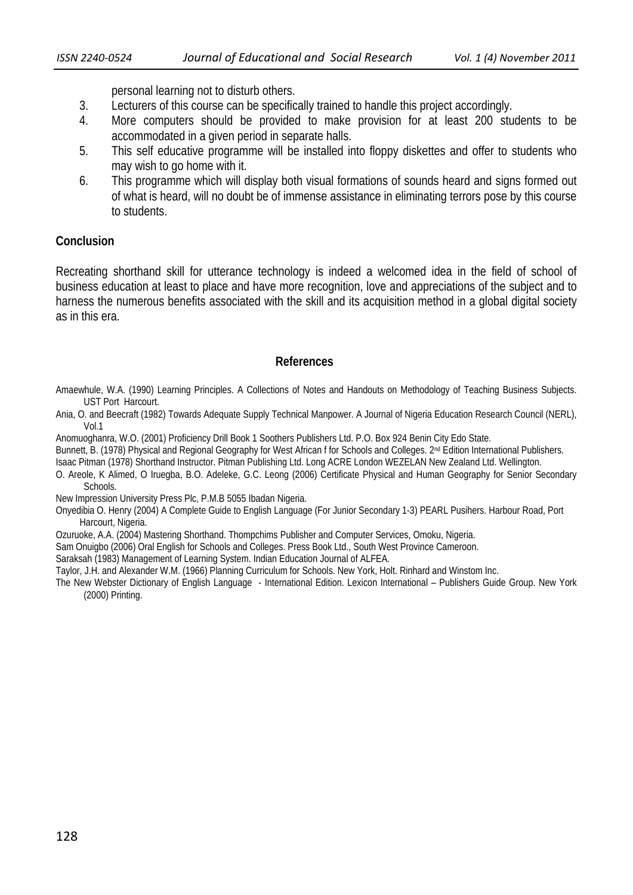personal learning not to disturb others.

3. Lecturers of this course can be specifically trained to handle this project accordingly.
4. More computers should be provided to make provision for at least 200 students to be accommodated in a given period in separate halls.
5. This self educative programme will be installed into floppy diskettes and offer to students who may wish to go home with it.
6. This programme which will display both visual formations of sounds heard and signs formed out of what is heard, will no doubt be of immense assistance in eliminating terrors pose by this course to students.

## Conclusion

Recreating shorthand skill for utterance technology is indeed a welcomed idea in the field of school of business education at least to place and have more recognition, love and appreciations of the subject and to harness the numerous benefits associated with the skill and its acquisition method in a global digital society as in this era.

## References

Amaewhule, W.A. (1990) Learning Principles. A Collections of Notes and Handouts on Methodology of Teaching Business Subjects. UST Port Harcourt.

Ania, O. and Beecraft (1982) Towards Adequate Supply Technical Manpower. A Journal of Nigeria Education Research Council (NERL), Vol.1

Anomuoghanra, W.O. (2001) Proficiency Drill Book 1 Soothers Publishers Ltd. P.O. Box 924 Benin City Edo State.

Bunnett, B. (1978) Physical and Regional Geography for West African f for Schools and Colleges. 2nd Edition International Publishers.

Isaac Pitman (1978) Shorthand Instructor. Pitman Publishing Ltd. Long ACRE London WEZELAN New Zealand Ltd. Wellington.

O. Areole, K Alimed, O Iruegba, B.O. Adeleke, G.C. Leong (2006) Certificate Physical and Human Geography for Senior Secondary Schools.

New Impression University Press Plc, P.M.B 5055 Ibadan Nigeria.

Onyedibia O. Henry (2004) A Complete Guide to English Language (For Junior Secondary 1-3) PEARL Pusihers. Harbour Road, Port Harcourt, Nigeria.

Ozuruoke, A.A. (2004) Mastering Shorthand. Thompchims Publisher and Computer Services, Omoku, Nigeria.

Sam Onuigbo (2006) Oral English for Schools and Colleges. Press Book Ltd., South West Province Cameroon.

Saraksah (1983) Management of Learning System. Indian Education Journal of ALFEA.

Taylor, J.H. and Alexander W.M. (1966) Planning Curriculum for Schools. New York, Holt. Rinhard and Winstom Inc.

The New Webster Dictionary of English Language - International Edition. Lexicon International – Publishers Guide Group. New York (2000) Printing.